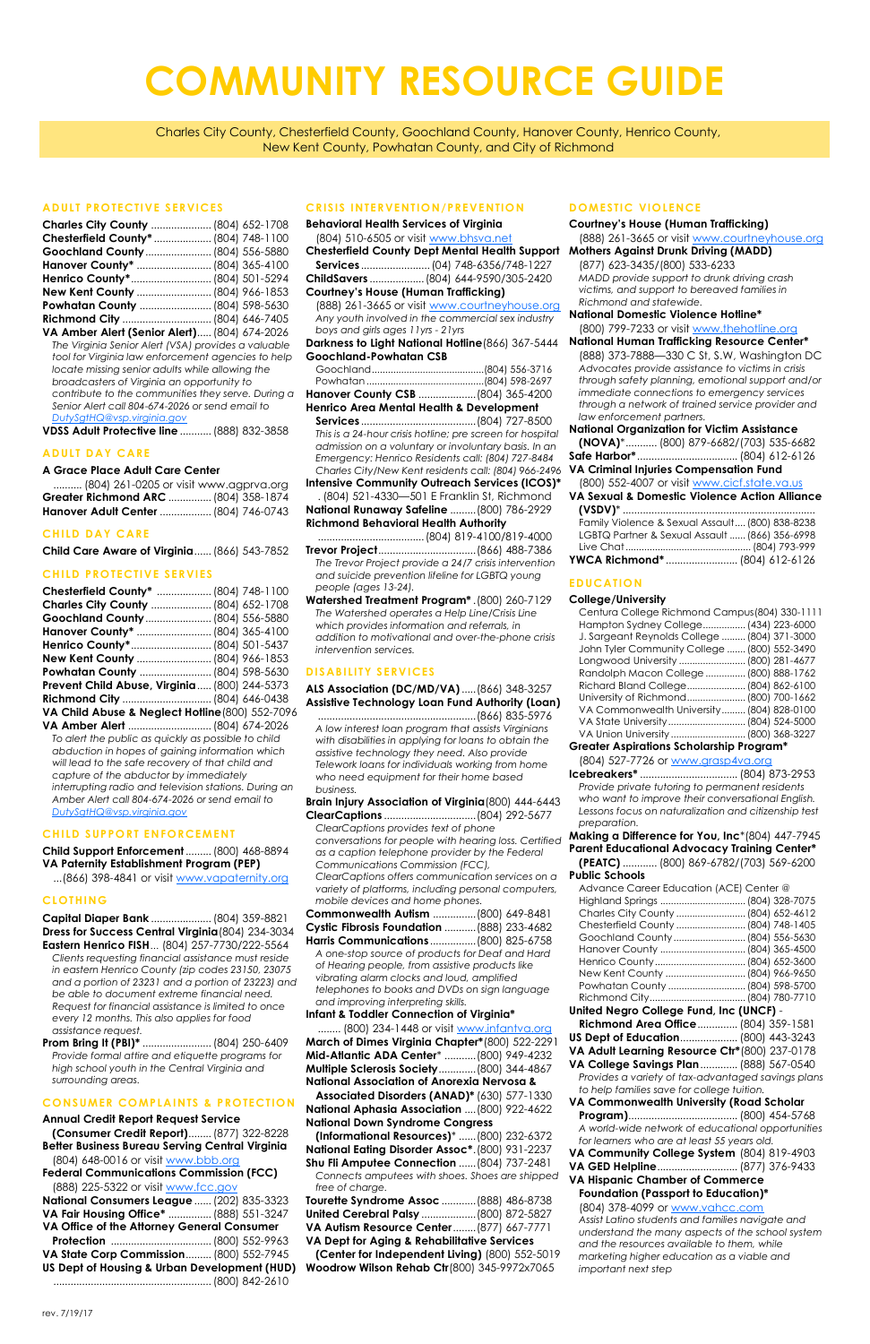# COMMUNITY RESOURCE GUIDE

Charles City County, Chesterfield County, Goochland County, Hanover County, Henrico County, New Kent County, Powhatan County, and City of Richmond

## ADULT PROTECTIVE SERVICES

**Charles City County** ..................... (804) 652-1708
**Chesterfield County*** .................... (804) 748-1100
**Goochland County** ....................... (804) 556-5880
**Hanover County*** .......................... (804) 365-4100
**Henrico County*** ........................... (804) 501-5294
**New Kent County** .......................... (804) 966-1853
**Powhatan County** ......................... (804) 598-5630
**Richmond City** .............................. (804) 646-7405
**VA Amber Alert (Senior Alert)**..... (804) 674-2026
*The Virginia Senior Alert (VSA) provides a valuable tool for Virginia law enforcement agencies to help locate missing senior adults while allowing the broadcasters of Virginia an opportunity to contribute to the communities they serve. During a Senior Alert call 804-674-2026 or send email to DutySgtHQ@vsp.virginia.gov*
**VDSS Adult Protective line** ........... (888) 832-3858

## ADULT DAY CARE

**A Grace Place Adult Care Center**
.......... (804) 261-0205 or visit www.agprva.org
**Greater Richmond ARC** ............... (804) 358-1874
**Hanover Adult Center** .................. (804) 746-0743

## CHILD DAY CARE

**Child Care Aware of Virginia**...... (866) 543-7852

## CHILD PROTECTIVE SERVIES

**Chesterfield County*** ................... (804) 748-1100
**Charles City County** ..................... (804) 652-1708
**Goochland County** ....................... (804) 556-5880
**Hanover County*** .......................... (804) 365-4100
**Henrico County***............................ (804) 501-5437
**New Kent County** .......................... (804) 966-1853
**Powhatan County** ......................... (804) 598-5630
**Prevent Child Abuse, Virginia**.... (800) 244-5373
**Richmond City** .............................. (804) 646-0438
**VA Child Abuse & Neglect Hotline**(800) 552-7096
**VA Amber Alert** ............................. (804) 674-2026
*To alert the public as quickly as possible to child abduction in hopes of gaining information which will lead to the safe recovery of that child and capture of the abductor by immediately interrupting radio and television stations. During an Amber Alert call 804-674-2026 or send email to DutySgtHQ@vsp.virginia.gov*

## CHILD SUPPORT ENFORCEMENT

**Child Support Enforcement**......... (800) 468-8894
**VA Paternity Establishment Program (PEP)**
...(866) 398-4841 or visit www.vapaternity.org

## CLOTHING

**Capital Diaper Bank** ..................... (804) 359-8821
**Dress for Success Central Virginia**(804) 234-3034
**Eastern Henrico FISH**... (804) 257-7730/222-5564
*Clients requesting financial assistance must reside in eastern Henrico County (zip codes 23150, 23075 and a portion of 23231 and a portion of 23223) and be able to document extreme financial need. Request for financial assistance is limited to once every 12 months. This also applies for food assistance request.*
**Prom Bring It (PBI)*** ........................ (804) 250-6409
*Provide formal attire and etiquette programs for high school youth in the Central Virginia and surrounding areas.*

## CONSUMER COMPLAINTS & PROTECTION

**Annual Credit Report Request Service (Consumer Credit Report)**......... (877) 322-8228
**Better Business Bureau Serving Central Virginia**
(804) 648-0016 or visit www.bbb.org
**Federal Communications Commission (FCC)**
(888) 225-5322 or visit www.fcc.gov
**National Consumers League** ...... (202) 835-3323
**VA Fair Housing Office*** ............... (888) 551-3247
**VA Office of the Attorney General Consumer Protection** .................................... (800) 552-9963
**VA State Corp Commission**......... (800) 552-7945
**US Dept of Housing & Urban Development (HUD)**
....................................................... (800) 842-2610

## CRISIS INTERVENTION/PREVENTION

**Behavioral Health Services of Virginia**
(804) 510-6505 or visit www.bhsva.net
**Chesterfield County Dept Mental Health Support Services** ........................ (04) 748-6356/748-1227
**ChildSavers** ................... (804) 644-9590/305-2420
**Courtney's House (Human Trafficking)**
(888) 261-3665 or visit www.courtneyhouse.org
*Any youth involved in the commercial sex industry boys and girls ages 11yrs - 21yrs*
**Darkness to Light National Hotline**(866) 367-5444
**Goochland-Powhatan CSB**
Goochland.........................................(804) 556-3716
Powhatan ...........................................(804) 598-2697
**Hanover County CSB** .................... (804) 365-4200
**Henrico Area Mental Health & Development Services** ........................................ (804) 727-8500
*This is a 24-hour crisis hotline; pre screen for hospital admission on a voluntary or involuntary basis. In an Emergency: Henrico Residents call: (804) 727-8484 Charles City/New Kent residents call: (804) 966-2496*
**Intensive Community Outreach Services (ICOS)***
. (804) 521-4330—501 E Franklin St, Richmond
**National Runaway Safeline** ......... (800) 786-2929
**Richmond Behavioral Health Authority**
..................................... (804) 819-4100/819-4000
**Trevor Project**................................. (866) 488-7386
*The Trevor Project provide a 24/7 crisis intervention and suicide prevention lifeline for LGBTQ young people (ages 13-24).*
**Watershed Treatment Program*** . (800) 260-7129
*The Watershed operates a Help Line/Crisis Line which provides information and referrals, in addition to motivational and over-the-phone crisis intervention services.*

## DISABILITY SERVICES

**ALS Association (DC/MD/VA)** ..... (866) 348-3257
**Assistive Technology Loan Fund Authority (Loan)**
....................................................... (866) 835-5976
*A low interest loan program that assists Virginians with disabilities in applying for loans to obtain the assistive technology they need. Also provide Telework loans for individuals working from home who need equipment for their home based business.*
**Brain Injury Association of Virginia**(800) 444-6443
**ClearCaptions** ................................ (804) 292-5677
*ClearCaptions provides text of phone conversations for people with hearing loss. Certified as a caption telephone provider by the Federal Communications Commission (FCC), ClearCaptions offers communication services on a variety of platforms, including personal computers, mobile devices and home phones.*
**Commonwealth Autism** ............... (804) 649-8481
**Cystic Fibrosis Foundation** ......... (888) 233-4682
**Harris Communications**................ (800) 825-6758
*A one-stop source of products for Deaf and Hard of Hearing people, from assistive products like vibrating alarm clocks and loud, amplified telephones to books and DVDs on sign language and improving interpreting skills.*
**Infant & Toddler Connection of Virginia***
........ (800) 234-1448 or visit www.infantva.org
**March of Dimes Virginia Chapter***(800) 522-2291
**Mid-Atlantic ADA Center*** .......... (800) 949-4232
**Multiple Sclerosis Society**............ (800) 344-4867
**National Association of Anorexia Nervosa & Associated Disorders (ANAD)*** (630) 577-1330
**National Aphasia Association** .... (800) 922-4622
**National Down Syndrome Congress (Informational Resources)*** ...... (800) 232-6372
**National Eating Disorder Assoc***. (800) 931-2237
**Shu Fli Amputee Connection** ...... (804) 737-2481
*Connects amputees with shoes. Shoes are shipped free of charge.*
**Tourette Syndrome Assoc** ........... (888) 486-8738
**United Cerebral Palsy** .................. (800) 872-5827
**VA Autism Resource Center**........ (877) 667-7771
**VA Dept for Aging & Rehabilitative Services (Center for Independent Living)** (800) 552-5019
**Woodrow Wilson Rehab Ctr**(800) 345-9972x7065

## DOMESTIC VIOLENCE

**Courtney's House (Human Trafficking)**
(888) 261-3665 or visit www.courtneyhouse.org
**Mothers Against Drunk Driving (MADD)**
(877) 623-3435/(800) 533-6233
*MADD provide support to drunk driving crash victims, and support to bereaved families in Richmond and statewide.*
**National Domestic Violence Hotline***
(800) 799-7233 or visit www.thehotline.org
**National Human Trafficking Resource Center***
(888) 373-7888—330 C St, S.W, Washington DC
*Advocates provide assistance to victims in crisis through safety planning, emotional support and/or immediate connections to emergency services through a network of trained service provider and law enforcement partners.*
**National Organization for Victim Assistance (NOVA)***.......... (800) 879-6682/(703) 535-6682
**Safe Harbor***................................. (804) 612-6126
**VA Criminal Injuries Compensation Fund**
(800) 552-4007 or visit www.cicf.state.va.us
**VA Sexual & Domestic Violence Action Alliance (VSDV)*** ...................................................
Family Violence & Sexual Assault.... (800) 838-8238
LGBTQ Partner & Sexual Assault ...... (866) 356-6998
Live Chat ............................................ (804) 793-999
**YWCA Richmond*** ......................... (804) 612-6126

## EDUCATION

**College/University**
Centura College Richmond Campus(804) 330-1111
Hampton Sydney College................ (434) 223-6000
J. Sargeant Reynolds College .......... (804) 371-3000
John Tyler Community College ....... (800) 552-3490
Longwood University ........................ (800) 281-4677
Randolph Macon College ............... (800) 888-1762
Richard Bland College...................... (804) 862-6100
University of Richmond..................... (800) 700-1662
VA Commonwealth University......... (804) 828-0100
VA State University............................ (804) 524-5000
VA Union University .......................... (800) 368-3227
**Greater Aspirations Scholarship Program***
(804) 527-7726 or www.grasp4va.org
**Icebreakers*** .................................. (804) 873-2953
*Provide private tutoring to permanent residents who want to improve their conversational English. Lessons focus on naturalization and citizenship test preparation.*
**Making a Difference for You, Inc***(804) 447-7945
**Parent Educational Advocacy Training Center* (PEATC)** ........... (800) 869-6782/(703) 569-6200
**Public Schools**
Advance Career Education (ACE) Center @
Highland Springs ............................... (804) 328-7075
Charles City County ......................... (804) 652-4612
Chesterfield County ......................... (804) 748-1405
Goochland County........................... (804) 556-5630
Hanover County ............................... (804) 365-4500
Henrico County................................. (804) 652-3600
New Kent County ............................. (804) 966-9650
Powhatan County ............................ (804) 598-5700
Richmond City................................... (804) 780-7710
**United Negro College Fund, Inc (UNCF) - Richmond Area Office**............. (804) 359-1581
**US Dept of Education**................... (800) 443-3243
**VA Adult Learning Resource Ctr***(800) 237-0178
**VA College Savings Plan**............. (888) 567-0540
*Provides a variety of tax-advantaged savings plans to help families save for college tuition.*
**VA Commonwealth University (Road Scholar Program)**...................................... (800) 454-5768
*A world-wide network of educational opportunities for learners who are at least 55 years old.*
**VA Community College System** (804) 819-4903
**VA GED Helpline**............................ (877) 376-9433
**VA Hispanic Chamber of Commerce Foundation (Passport to Education)***
(804) 378-4099 or www.vahcc.com
*Assist Latino students and families navigate and understand the many aspects of the school system and the resources available to them, while marketing higher education as a viable and important next step*

rev. 7/19/17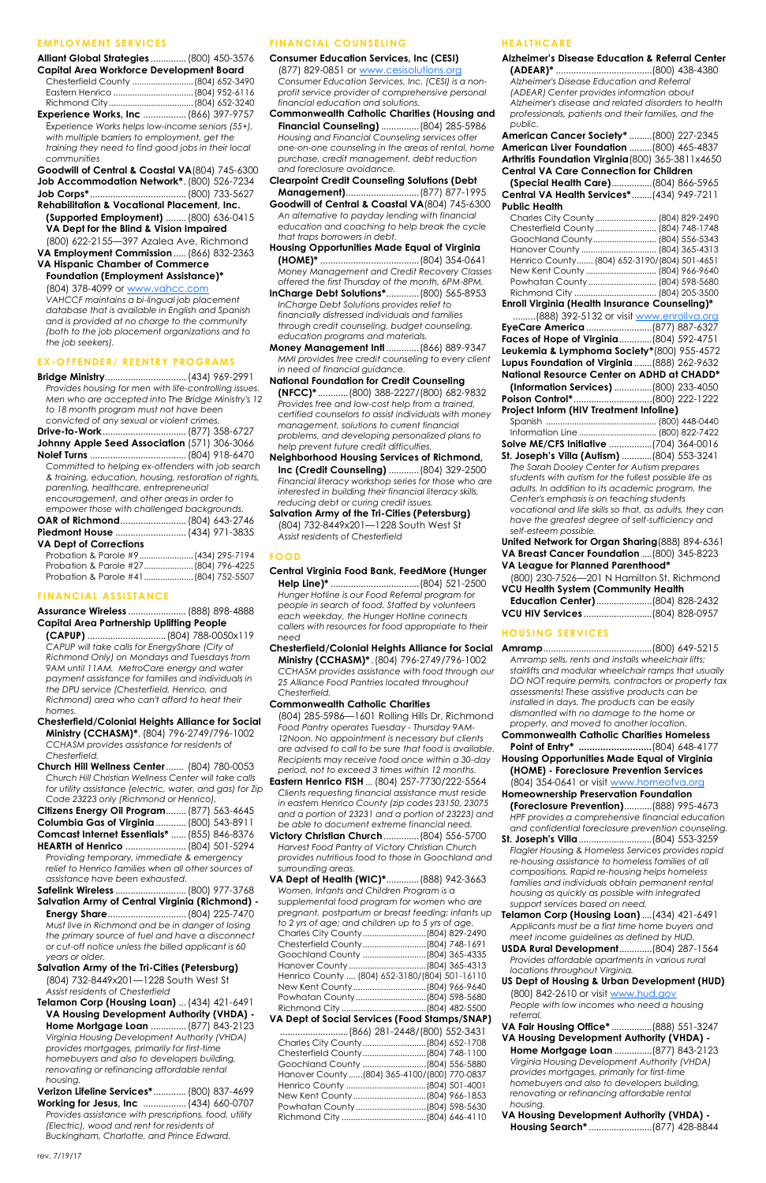## EMPLOYMENT SERVICES

**Alliant Global Strategies** .............. (800) 450-3576

**Capital Area Workforce Development Board**
- Chesterfield County ......................... (804) 652-3490
- Eastern Henrico ................................. (804) 952-6116
- Richmond City .................................... (804) 652-3240

**Experience Works, Inc** ................ (866) 397-9757
*Experience Works helps low-income seniors (55+), with multiple barriers to employment, get the training they need to find good jobs in their local communities*

**Goodwill of Central & Coastal VA** (804) 745-6300

**Job Accommodation Network***. (800) 526-7234

**Job Corps*** ...................................... (800) 733-5627

**Rehabilitation & Vocational Placement, Inc. (Supported Employment)** ........ (800) 636-0415

**VA Dept for the Blind & Vision Impaired**
(800) 622-2155—397 Azalea Ave, Richmond

**VA Employment Commission** ..... (866) 832-2363

**VA Hispanic Chamber of Commerce Foundation (Employment Assistance)***
(804) 378-4099 or www.vahcc.com
*VAHCCF maintains a bi-lingual job placement database that is available in English and Spanish and is provided at no charge to the community (both to the job placement organizations and to the job seekers).*

## EX-OFFENDER/ REENTRY PROGRAMS

**Bridge Ministry** ................................ (434) 969-2991
*Provides housing for men with life-controlling issues. Men who are accepted into The Bridge Ministry's 12 to 18 month program must not have been convicted of any sexual or violent crimes.*

**Drive-to-Work** ................................. (877) 358-6727

**Johnny Apple Seed Association** (571) 306-3066

**Nolef Turns** ..................................... (804) 918-6470
*Committed to helping ex-offenders with job search & training, education, housing, restoration of rights, parenting, healthcare, entrepreneurial encouragement, and other areas in order to empower those with challenged backgrounds.*

**OAR of Richmond** .......................... (804) 643-2746

**Piedmont House** ............................ (434) 971-3835

**VA Dept of Corrections**
- Probation & Parole #9 ....................... (434) 295-7194
- Probation & Parole #27 ..................... (804) 796-4225
- Probation & Parole #41 ..................... (804) 752-5507

## FINANCIAL ASSISTANCE

**Assurance Wireless** ....................... (888) 898-4888

**Capital Area Partnership Uplifting People (CAPUP)** ................................ (804) 788-0050x119
*CAPUP will take calls for EnergyShare (City of Richmond Only) on Mondays and Tuesdays from 9AM until 11AM. MetroCare energy and water payment assistance for families and individuals in the DPU service (Chesterfield, Henrico, and Richmond) area who can't afford to heat their homes.*

**Chesterfield/Colonial Heights Alliance for Social Ministry (CCHASM)***. (804) 796-2749/796-1002
*CCHASM provides assistance for residents of Chesterfield.*

**Church Hill Wellness Center** ....... (804) 780-0053
*Church Hill Christian Wellness Center will take calls for utility assistance (electric, water, and gas) for Zip Code 23223 only (Richmond or Henrico).*

**Citizens Energy Oil Program** ........ (877) 563-4645

**Columbia Gas of Virginia** ............ (800) 543-8911

**Comcast Internet Essentials*** ...... (855) 846-8376

**HEARTH of Henrico** ........................ (804) 501-5294
*Providing temporary, immediate & emergency relief to Henrico families when all other sources of assistance have been exhausted.*

**Safelink Wireless** ............................ (800) 977-3768

**Salvation Army of Central Virginia (Richmond) - Energy Share** ................................ (804) 225-7470
*Must live in Richmond and be in danger of losing the primary source of fuel and have a disconnect or cut-off notice unless the billed applicant is 60 years or older.*

**Salvation Army of the Tri-Cities (Petersburg)**
(804) 732-8449x201—1228 South West St
*Assist residents of Chesterfield*

**Telamon Corp (Housing Loan)** ... (434) 421-6491

**VA Housing Development Authority (VHDA) - Home Mortgage Loan** ............. (877) 843-2123
*Virginia Housing Development Authority (VHDA) provides mortgages, primarily for first-time homebuyers and also to developers building, renovating or refinancing affordable rental housing.*

**Verizon Lifeline Services*** ............. (800) 837-4699

**Working for Jesus, Inc** ................. (434) 660-0707
*Provides assistance with prescriptions, food, utility (Electric), wood and rent for residents of Buckingham, Charlotte, and Prince Edward.*

## FINANCIAL COUNSELING

**Consumer Education Services, Inc (CESI)**
(877) 829-0851 or www.cesisolutions.org
*Consumer Education Services, Inc. (CESI) is a non-profit service provider of comprehensive personal financial education and solutions.*

**Commonwealth Catholic Charities (Housing and Financial Counseling)** ............... (804) 285-5986
*Housing and Financial Counseling services offer one-on-one counseling in the areas of rental, home purchase, credit management, debt reduction and foreclosure avoidance.*

**Clearpoint Credit Counseling Solutions (Debt Management)** ............................. (877) 877-1995

**Goodwill of Central & Coastal VA** (804) 745-6300
*An alternative to payday lending with financial education and coaching to help break the cycle that traps borrowers in debt.*

**Housing Opportunities Made Equal of Virginia (HOME)*** ......................................... (804) 354-0641
*Money Management and Credit Recovery Classes offered the first Thursday of the month, 6PM-8PM.*

**InCharge Debt Solutions*** ............ (800) 565-8953
*InCharge Debt Solutions provides relief to financially distressed individuals and families through credit counseling, budget counseling, education programs and materials.*

**Money Management Intl** ............. (866) 889-9347
*MMI provides free credit counseling to every client in need of financial guidance.*

**National Foundation for Credit Counseling (NFCC)*** ............ (800) 388-2227/(800) 682-9832
*Provides free and low-cost help from a trained, certified counselors to assist individuals with money management, solutions to current financial problems, and developing personalized plans to help prevent future credit difficulties.*

**Neighborhood Housing Services of Richmond, Inc (Credit Counseling)** ............ (804) 329-2500
*Financial literacy workshop series for those who are interested in building their financial literacy skills, reducing debt or curing credit issues.*

**Salvation Army of the Tri-Cities (Petersburg)**
(804) 732-8449x201—1228 South West St
*Assist residents of Chesterfield*

## FOOD

**Central Virginia Food Bank, FeedMore (Hunger Help Line)*** .................................... (804) 521-2500
*Hunger Hotline is our Food Referral program for people in search of food. Staffed by volunteers each weekday, the Hunger Hotline connects callers with resources for food appropriate to their need*

**Chesterfield/Colonial Heights Alliance for Social Ministry (CCHASM)*** . (804) 796-2749/796-1002
*CCHASM provides assistance with food through our 25 Alliance Food Pantries located throughout Chesterfield.*

**Commonwealth Catholic Charities**
(804) 285-5986—1601 Rolling Hills Dr, Richmond
*Food Pantry operates Tuesday - Thursday 9AM-12Noon. No appointment is necessary but clients are advised to call to be sure that food is available. Recipients may receive food once within a 30-day period, not to exceed 3 times within 12 months.*

**Eastern Henrico FISH** ... (804) 257-7730/222-5564
*Clients requesting financial assistance must reside in eastern Henrico County (zip codes 23150, 23075 and a portion of 23231 and a portion of 23223) and be able to document extreme financial need.*

**Victory Christian Church** .............. (804) 556-5700
*Harvest Food Pantry of Victory Christian Church provides nutritious food to those in Goochland and surrounding areas.*

**VA Dept of Health (WIC)*** ............. (888) 942-3663
*Women, Infants and Children Program is a supplemental food program for women who are pregnant, postpartum or breast feeding; infants up to 2 yrs of age; and children up to 5 yrs of age.*
- Charles City County ........................... (804) 829-2490
- Chesterfield County ........................... (804) 748-1691
- Goochland County ............................. (804) 365-4335
- Hanover County .................................. (804) 365-4313
- Henrico County .... (804) 652-3180/(804) 501-16110
- New Kent County ................................ (804) 966-9640
- Powhatan County ............................... (804) 598-5680
- Richmond City .................................... (804) 482-5500

**VA Dept of Social Services (Food Stamps/SNAP)**
........................... (866) 281-2448/(800) 552-3431
- Charles City County ........................... (804) 652-1708
- Chesterfield County ........................... (804) 748-1100
- Goochland County ............................. (804) 556-5880
- Hanover County ...... (804) 365-4100/(800) 770-0837
- Henrico County .................................. (804) 501-4001
- New Kent County ................................ (804) 966-1853
- Powhatan County ............................... (804) 598-5630
- Richmond City .................................... (804) 646-4110

## HEALTHCARE

**Alzheimer's Disease Education & Referral Center (ADEAR)*** ........................................ (800) 438-4380
*Alzheimer's Disease Education and Referral (ADEAR) Center provides information about Alzheimer's disease and related disorders to health professionals, patients and their families, and the public.*

**American Cancer Society*** ......... (800) 227-2345

**American Liver Foundation** ......... (800) 465-4837

**Arthritis Foundation Virginia** (800) 365-3811x4650

**Central VA Care Connection for Children (Special Health Care)** ................. (804) 866-5965

**Central VA Health Services*** ........ (434) 949-7211

**Public Health**
- Charles City County ........................... (804) 829-2490
- Chesterfield County ........................... (804) 748-1748
- Goochland County ............................. (804) 556-5343
- Hanover County .................................. (804) 365-4313
- Henrico County....... (804) 652-3190/(804) 501-4651
- New Kent County ................................ (804) 966-9640
- Powhatan County ............................... (804) 598-5680
- Richmond City .................................... (804) 205-3500

**Enroll Virginia (Health Insurance Counseling)***
.........(888) 392-5132 or visit www.enrollva.org

**EyeCare America** ........................... (877) 887-6327

**Faces of Hope of Virginia** ............. (804) 592-4751

**Leukemia & Lymphoma Society*** (800) 955-4572

**Lupus Foundation of Virginia** ....... (888) 262-9632

**National Resource Center on ADHD at CHADD* (Information Services)** ............... (800) 233-4050

**Poison Control*** ................................ (800) 222-1222

**Project Inform (HIV Treatment Infoline)**
- Spanish ............................................... (800) 448-0440
- Information Line ................................. (800) 822-7422

**Solve ME/CFS Initiative** ................. (704) 364-0016

**St. Joseph's Villa (Autism)** ............ (804) 553-3241
*The Sarah Dooley Center for Autism prepares students with autism for the fullest possible life as adults. In addition to its academic program, the Center's emphasis is on teaching students vocational and life skills so that, as adults, they can have the greatest degree of self-sufficiency and self-esteem possible.*

**United Network for Organ Sharing** (888) 894-6361

**VA Breast Cancer Foundation** .... (800) 345-8223

**VA League for Planned Parenthood***
(800) 230-7526—201 N Hamilton St, Richmond

**VCU Health System (Community Health Education Center)** ...................... (804) 828-2432

**VCU HIV Services** ........................... (804) 828-0957

## HOUSING SERVICES

**Amramp** ............................................ (800) 649-5215
*Amramp sells, rents and installs wheelchair lifts; stairlifts and modular wheelchair ramps that usually DO NOT require permits, contractors or property tax assessments! These assistive products can be installed in days. The products can be easily dismantled with no damage to the home or property, and moved to another location.*

**Commonwealth Catholic Charities Homeless Point of Entry*** ........................... (804) 648-4177

**Housing Opportunities Made Equal of Virginia (HOME) - Foreclosure Prevention Services**
(804) 354-0641 or visit www.homeofva.org

**Homeownership Preservation Foundation (Foreclosure Prevention)** ........... (888) 995-4673
*HPF provides a comprehensive financial education and confidential foreclosure prevention counseling.*

**St. Joseph's Villa** ............................. (804) 553-3259
*Flagler Housing & Homeless Services provides rapid re-housing assistance to homeless families of all compositions. Rapid re-housing helps homeless families and individuals obtain permanent rental housing as quickly as possible with integrated support services based on need.*

**Telamon Corp (Housing Loan)** .... (434) 421-6491
*Applicants must be a first time home buyers and meet income guidelines as defined by HUD.*

**USDA Rural Development** ............. (804) 287-1564
*Provides affordable apartments in various rural locations throughout Virginia.*

**US Dept of Housing & Urban Development (HUD)**
(800) 842-2610 or visit www.hud.gov
*People with low incomes who need a housing referral.*

**VA Fair Housing Office*** ................ (888) 551-3247

**VA Housing Development Authority (VHDA) - Home Mortgage Loan** ............... (877) 843-2123
*Virginia Housing Development Authority (VHDA) provides mortgages, primarily for first-time homebuyers and also to developers building, renovating or refinancing affordable rental housing.*

**VA Housing Development Authority (VHDA) - Housing Search*** ......................... (877) 428-8844

rev. 7/19/17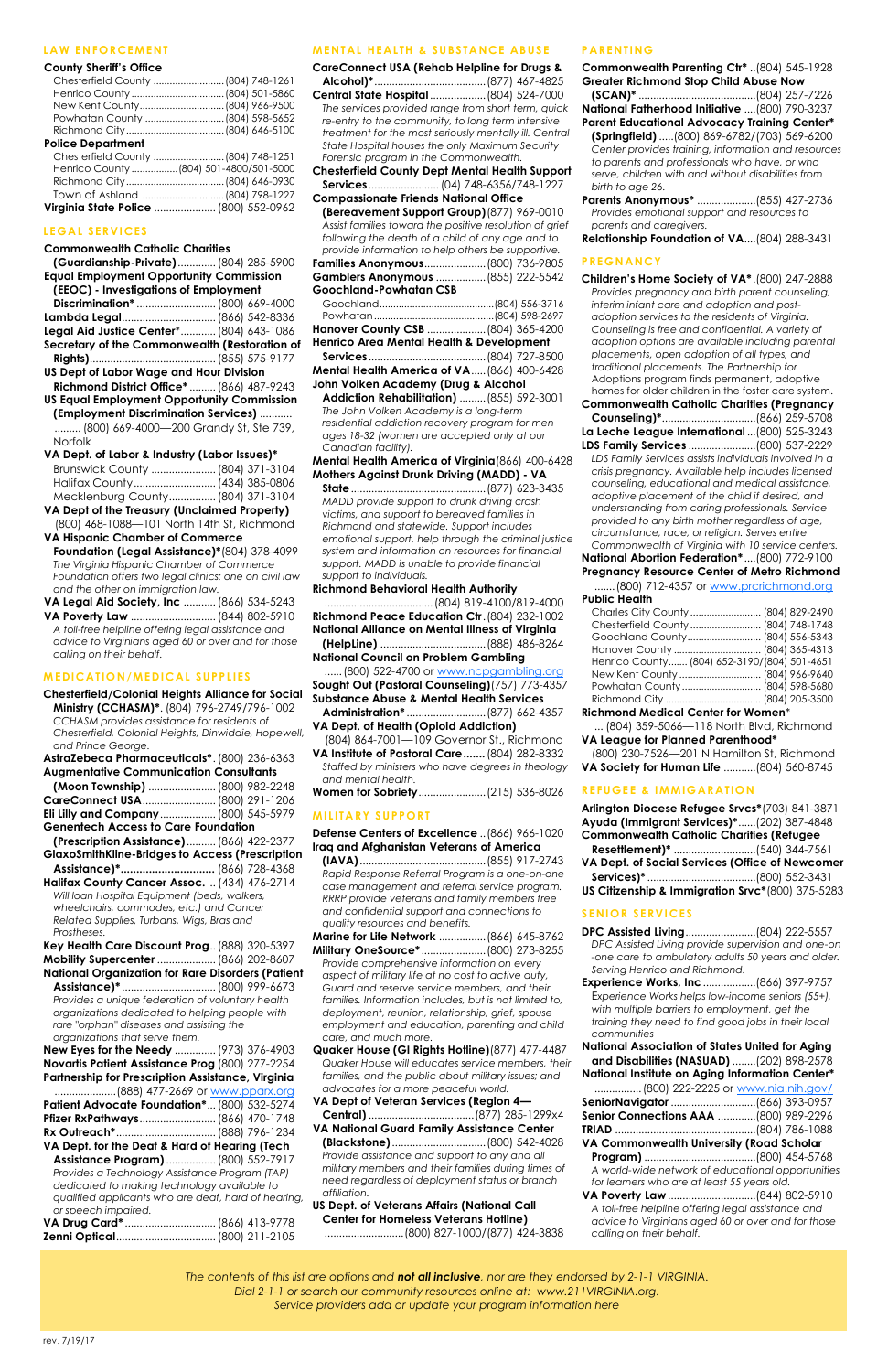## LAW ENFORCEMENT

**County Sheriff's Office**
- Chesterfield County .......................... (804) 748-1261
- Henrico County .................................. (804) 501-5860
- New Kent County ............................... (804) 966-9500
- Powhatan County ............................... (804) 598-5652
- Richmond City .................................... (804) 646-5100

**Police Department**
- Chesterfield County .......................... (804) 748-1251
- Henrico County ................. (804) 501-4800/501-5000
- Richmond City .................................... (804) 646-0900
- Town of Ashland ................................ (804) 798-1227

**Virginia State Police** ..................... (800) 552-0962

## LEGAL SERVICES

**Commonwealth Catholic Charities (Guardianship-Private)** ............. (804) 285-5900
**Equal Employment Opportunity Commission (EEOC) - Investigations of Employment Discrimination*** ........................... (800) 669-4000
**Lambda Legal** ................................. (866) 542-8336
**Legal Aid Justice Center*** ........... (804) 643-1086
**Secretary of the Commonwealth (Restoration of Rights)** ........................................... (855) 575-9177
**US Dept of Labor Wage and Hour Division Richmond District Office*** ......... (866) 487-9243
**US Equal Employment Opportunity Commission (Employment Discrimination Services)** ........... ......... (800) 669-4000—200 Grandy St, Ste 739, Norfolk
**VA Dept. of Labor & Industry (Labor Issues)***
- Brunswick County ....................... (804) 371-3104
- Halifax County ............................ (434) 385-0806
- Mecklenburg County ................ (804) 371-3104

**VA Dept of the Treasury (Unclaimed Property)** (800) 468-1088—101 North 14th St, Richmond
**VA Hispanic Chamber of Commerce Foundation (Legal Assistance)*** (804) 378-4099
*The Virginia Hispanic Chamber of Commerce Foundation offers two legal clinics: one on civil law and the other on immigration law.*
**VA Legal Aid Society, Inc** ........... (866) 534-5243
**VA Poverty Law** ............................. (844) 802-5910
*A toll-free helpline offering legal assistance and advice to Virginians aged 60 or over and for those calling on their behalf.*

## MEDICATION/MEDICAL SUPPLIES

**Chesterfield/Colonial Heights Alliance for Social Ministry (CCHASM)***. (804) 796-2749/796-1002
*CCHASM provides assistance for residents of Chesterfield, Colonial Heights, Dinwiddie, Hopewell, and Prince George.*
**AstraZebeca Pharmaceuticals***. (800) 236-6363
**Augmentative Communication Consultants (Moon Township)** ....................... (800) 982-2248
**CareConnect USA** .......................... (800) 291-1206
**Eli Lilly and Company** ................... (800) 545-5979
**Genentech Access to Care Foundation (Prescription Assistance)** .......... (866) 422-2377
**GlaxoSmithKline-Bridges to Access (Prescription Assistance)*** .............................. (866) 728-4368
**Halifax County Cancer Assoc.** .. (434) 476-2714
*Will loan Hospital Equipment (beds, walkers, wheelchairs, commodes, etc.) and Cancer Related Supplies, Turbans, Wigs, Bras and Prostheses.*
**Key Health Care Discount Prog** .. (888) 320-5397
**Mobility Supercenter** .................... (866) 202-8607
**National Organization for Rare Disorders (Patient Assistance)*** ................................ (800) 999-6673
*Provides a unique federation of voluntary health organizations dedicated to helping people with rare "orphan" diseases and assisting the organizations that serve them.*
**New Eyes for the Needy** .............. (973) 376-4903
**Novartis Patient Assistance Prog** (800) 277-2254
**Partnership for Prescription Assistance, Virginia** ..................... (888) 477-2669 or www.pparx.org
**Patient Advocate Foundation*** ... (800) 532-5274
**Pfizer RxPathways** .......................... (866) 470-1748
**Rx Outreach*** .................................. (888) 796-1234
**VA Dept. for the Deaf & Hard of Hearing (Tech Assistance Program)** ................ (800) 552-7917
*Provides a Technology Assistance Program (TAP) dedicated to making technology available to qualified applicants who are deaf, hard of hearing, or speech impaired.*
**VA Drug Card*** ............................... (866) 413-9778
**Zenni Optical** .................................. (800) 211-2105

## MENTAL HEALTH & SUBSTANCE ABUSE

**CareConnect USA (Rehab Helpline for Drugs & Alcohol)*** ....................................... (877) 467-4825
**Central State Hospital** .................. (804) 524-7000
*The services provided range from short term, quick re-entry to the community, to long term intensive treatment for the most seriously mentally ill. Central State Hospital houses the only Maximum Security Forensic program in the Commonwealth.*
**Chesterfield County Dept Mental Health Support Services** ........................ (04) 748-6356/748-1227
**Compassionate Friends National Office (Bereavement Support Group)** (877) 969-0010
*Assist families toward the positive resolution of grief following the death of a child of any age and to provide information to help others be supportive.*
**Families Anonymous** ..................... (800) 736-9805
**Gamblers Anonymous** ................. (855) 222-5542
**Goochland-Powhatan CSB**
- Goochland ........................................... (804) 556-3716
- Powhatan ............................................. (804) 598-2697

**Hanover County CSB** .................... (804) 365-4200
**Henrico Area Mental Health & Development Services** ......................................... (804) 727-8500
**Mental Health America of VA** ..... (866) 400-6428
**John Volken Academy (Drug & Alcohol Addiction Rehabilitation)** ......... (855) 592-3001
*The John Volken Academy is a long-term residential addiction recovery program for men ages 18-32 (women are accepted only at our Canadian facility).*
**Mental Health America of Virginia** (866) 400-6428
**Mothers Against Drunk Driving (MADD) - VA State** ............................................... (877) 623-3435
*MADD provide support to drunk driving crash victims, and support to bereaved families in Richmond and statewide. Support includes emotional support, help through the criminal justice system and information on resources for financial support. MADD is unable to provide financial support to individuals.*
**Richmond Behavioral Health Authority** ..................................... (804) 819-4100/819-4000
**Richmond Peace Education Ctr.** (804) 232-1002
**National Alliance on Mental Illness of Virginia (HelpLine)** .................................... (888) 486-8264
**National Council on Problem Gambling** ...... (800) 522-4700 or www.ncpgambling.org
**Sought Out (Pastoral Counseling)** (757) 773-4357
**Substance Abuse & Mental Health Services Administration*** ........................... (877) 662-4357
**VA Dept. of Health (Opioid Addiction)** (804) 864-7001—109 Governor St., Richmond
**VA Institute of Pastoral Care** ....... (804) 282-8332
*Staffed by ministers who have degrees in theology and mental health.*
**Women for Sobriety** ....................... (215) 536-8026

## MILITARY SUPPORT

**Defense Centers of Excellence** .. (866) 966-1020
**Iraq and Afghanistan Veterans of America (IAVA)** ............................................ (855) 917-2743
*Rapid Response Referral Program is a one-on-one case management and referral service program. RRRP provide veterans and family members free and confidential support and connections to quality resources and benefits.*
**Marine for Life Network** ................ (866) 645-8762
**Military OneSource*** ...................... (800) 273-8255
*Provide comprehensive information on every aspect of military life at no cost to active duty, Guard and reserve service members, and their families. Information includes, but is not limited to, deployment, reunion, relationship, grief, spouse employment and education, parenting and child care, and much more.*
**Quaker House (GI Rights Hotline)** (877) 477-4487
*Quaker House will educates service members, their families, and the public about military issues; and advocates for a more peaceful world.*
**VA Dept of Veteran Services (Region 4—Central)** ..................................... (877) 285-1299x4
**VA National Guard Family Assistance Center (Blackstone)** ................................ (800) 542-4028
*Provide assistance and support to any and all military members and their families during times of need regardless of deployment status or branch affiliation.*
**US Dept. of Veterans Affairs (National Call Center for Homeless Veterans Hotline)** ........................... (800) 827-1000/(877) 424-3838

## PARENTING

**Commonwealth Parenting Ctr*** .. (804) 545-1928
**Greater Richmond Stop Child Abuse Now (SCAN)*** ........................................ (804) 257-7226
**National Fatherhood Initiative** .... (800) 790-3237
**Parent Educational Advocacy Training Center* (Springfield)** ..... (800) 869-6782/(703) 569-6200
*Center provides training, information and resources to parents and professionals who have, or who serve, children with and without disabilities from birth to age 26.*
**Parents Anonymous*** .................... (855) 427-2736
*Provides emotional support and resources to parents and caregivers.*
**Relationship Foundation of VA** .... (804) 288-3431

## PREGNANCY

**Children's Home Society of VA*** . (800) 247-2888
*Provides pregnancy and birth parent counseling, interim infant care and adoption and post-adoption services to the residents of Virginia. Counseling is free and confidential. A variety of adoption options are available including parental placements, open adoption of all types, and traditional placements. The Partnership for Adoptions program finds permanent, adoptive homes for older children in the foster care system.*
**Commonwealth Catholic Charities (Pregnancy Counseling)*** ................................ (866) 259-5708
**La Leche League International** ... (800) 525-3243
**LDS Family Services** ...................... (800) 537-2229
*LDS Family Services assists individuals involved in a crisis pregnancy. Available help includes licensed counseling, educational and medical assistance, adoptive placement of the child if desired, and understanding from caring professionals. Service provided to any birth mother regardless of age, circumstance, race, or religion. Serves entire Commonwealth of Virginia with 10 service centers.*
**National Abortion Federation*** .... (800) 772-9100
**Pregnancy Resource Center of Metro Richmond** ....... (800) 712-4357 or www.prcrichmond.org
**Public Health**
- Charles City County ......................... (804) 829-2490
- Chesterfield County ......................... (804) 748-1748
- Goochland County ........................... (804) 556-5343
- Hanover County ............................... (804) 365-4313
- Henrico County ....... (804) 652-3190/(804) 501-4651
- New Kent County .............................. (804) 966-9640
- Powhatan County ............................. (804) 598-5680
- Richmond City .................................. (804) 205-3500

**Richmond Medical Center for Women*** ... (804) 359-5066—118 North Blvd, Richmond
**VA League for Planned Parenthood*** (800) 230-7526—201 N Hamilton St, Richmond
**VA Society for Human Life** ........... (804) 560-8745

## REFUGEE & IMMIGRATION

**Arlington Diocese Refugee Srvcs*** (703) 841-3871
**Ayuda (Immigrant Services)*** ...... (202) 387-4848
**Commonwealth Catholic Charities (Refugee Resettlement)*** ........................... (540) 344-7561
**VA Dept. of Social Services (Office of Newcomer Services)*** ....................................... (800) 552-3431
**US Citizenship & Immigration Srvc*** (800) 375-5283

## SENIOR SERVICES

**DPC Assisted Living** ....................... (804) 222-5557
*DPC Assisted Living provide supervision and one-on -one care to ambulatory adults 50 years and older. Serving Henrico and Richmond.*
**Experience Works, Inc** ................. (866) 397-9757
*Experience Works helps low-income seniors (55+), with multiple barriers to employment, get the training they need to find good jobs in their local communities*
**National Association of States United for Aging and Disabilities (NASUAD)** ........ (202) 898-2578
**National Institute on Aging Information Center*** ............... (800) 222-2225 or www.nia.nih.gov/
**SeniorNavigator** ............................. (866) 393-0957
**Senior Connections AAA** ............. (800) 989-2296
**TRIAD** ................................................ (804) 786-1088
**VA Commonwealth University (Road Scholar Program)** ...................................... (800) 454-5768
*A world-wide network of educational opportunities for learners who are at least 55 years old.*
**VA Poverty Law** ............................. (844) 802-5910
*A toll-free helpline offering legal assistance and advice to Virginians aged 60 or over and for those calling on their behalf.*

---

*The contents of this list are options and* ***not all inclusive****, nor are they endorsed by 2-1-1 VIRGINIA.*
*Dial 2-1-1 or search our community resources online at: www.211VIRGINIA.org.*
*Service providers add or update your program information here*

rev. 7/19/17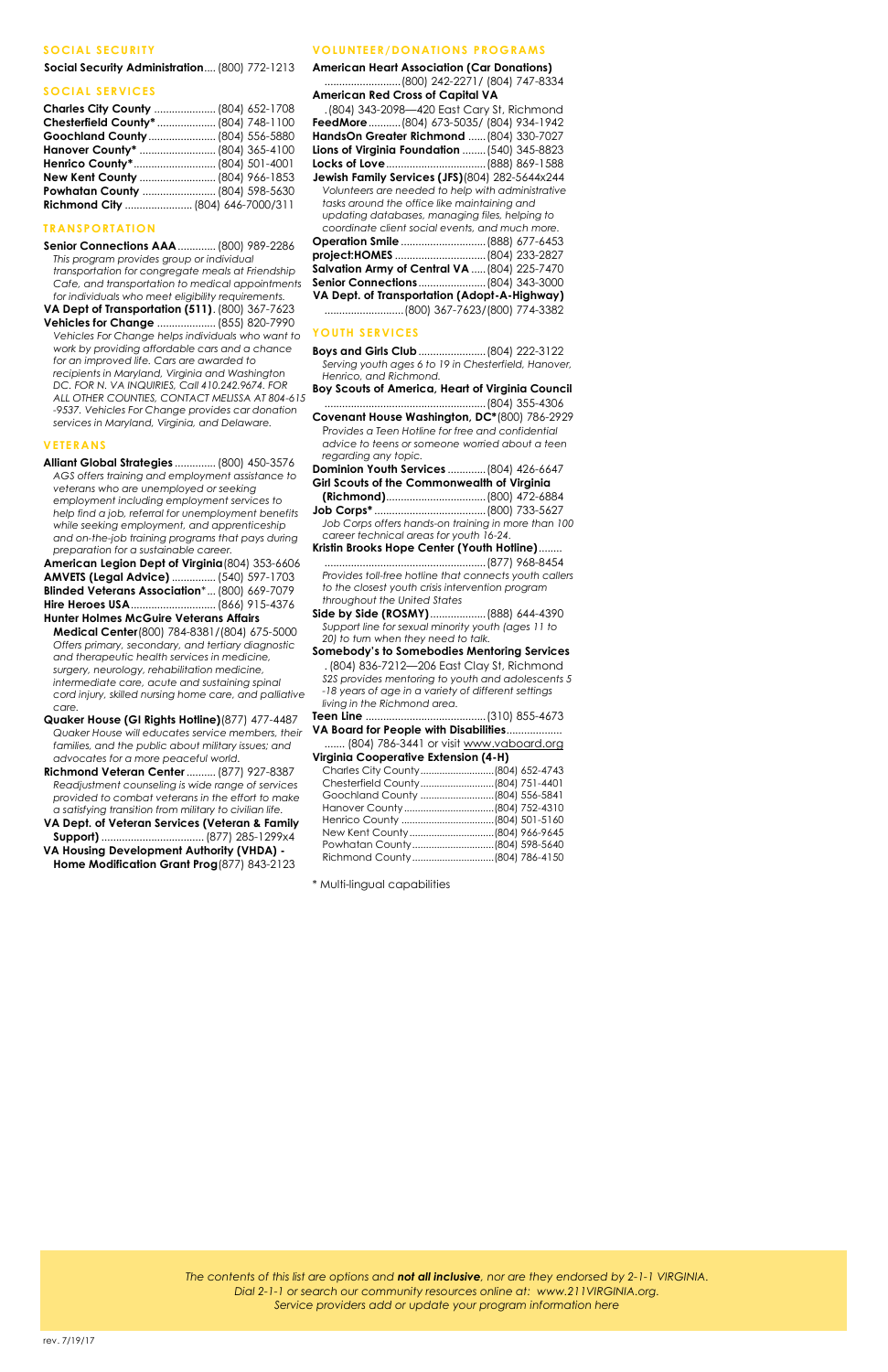## SOCIAL SECURITY

**Social Security Administration**.... (800) 772-1213

## SOCIAL SERVICES

**Charles City County** ..................... (804) 652-1708
**Chesterfield County*** .................... (804) 748-1100
**Goochland County** ........................ (804) 556-5880
**Hanover County*** ........................... (804) 365-4100
**Henrico County*** ............................ (804) 501-4001
**New Kent County** .......................... (804) 966-1853
**Powhatan County** .......................... (804) 598-5630
**Richmond City** ........................ (804) 646-7000/311

## TRANSPORTATION

**Senior Connections AAA** ............. (800) 989-2286
*This program provides group or individual transportation for congregate meals at Friendship Cafe, and transportation to medical appointments for individuals who meet eligibility requirements.*

**VA Dept of Transportation (511)**. (800) 367-7623

**Vehicles for Change** .................... (855) 820-7990
*Vehicles For Change helps individuals who want to work by providing affordable cars and a chance for an improved life. Cars are awarded to recipients in Maryland, Virginia and Washington DC. FOR N. VA INQUIRIES, Call 410.242.9674. FOR ALL OTHER COUNTIES, CONTACT MELISSA AT 804-615 -9537. Vehicles For Change provides car donation services in Maryland, Virginia, and Delaware.*

## VETERANS

**Alliant Global Strategies** .............. (800) 450-3576
*AGS offers training and employment assistance to veterans who are unemployed or seeking employment including employment services to help find a job, referral for unemployment benefits while seeking employment, and apprenticeship and on-the-job training programs that pays during preparation for a sustainable career.*

**American Legion Dept of Virginia**(804) 353-6606
**AMVETS (Legal Advice)** ............... (540) 597-1703
**Blinded Veterans Association*** ... (800) 669-7079
**Hire Heroes USA**............................. (866) 915-4376
**Hunter Holmes McGuire Veterans Affairs Medical Center**(800) 784-8381/(804) 675-5000
*Offers primary, secondary, and tertiary diagnostic and therapeutic health services in medicine, surgery, neurology, rehabilitation medicine, intermediate care, acute and sustaining spinal cord injury, skilled nursing home care, and palliative care.*

**Quaker House (GI Rights Hotline)**(877) 477-4487
*Quaker House will educates service members, their families, and the public about military issues; and advocates for a more peaceful world.*

**Richmond Veteran Center** .......... (877) 927-8387
*Readjustment counseling is wide range of services provided to combat veterans in the effort to make a satisfying transition from military to civilian life.*

**VA Dept. of Veteran Services (Veteran & Family Support)** ................................... (877) 285-1299x4
**VA Housing Development Authority (VHDA) - Home Modification Grant Prog**(877) 843-2123

## VOLUNTEER/DONATIONS PROGRAMS

**American Heart Association (Car Donations)** ..........................(800) 242-2271/ (804) 747-8334
**American Red Cross of Capital VA** . (804) 343-2098—420 East Cary St, Richmond
**FeedMore**...........(804) 673-5035/ (804) 934-1942
**HandsOn Greater Richmond** ...... (804) 330-7027
**Lions of Virginia Foundation** ........ (540) 345-8823
**Locks of Love**.................................. (888) 869-1588
**Jewish Family Services (JFS)**(804) 282-5644x244
*Volunteers are needed to help with administrative tasks around the office like maintaining and updating databases, managing files, helping to coordinate client social events, and much more.*

**Operation Smile** ............................. (888) 677-6453
**project:HOMES** ............................... (804) 233-2827
**Salvation Army of Central VA** ..... (804) 225-7470
**Senior Connections**....................... (804) 343-3000
**VA Dept. of Transportation (Adopt-A-Highway)** ...........................(800) 367-7623/(800) 774-3382

## YOUTH SERVICES

**Boys and Girls Club** ....................... (804) 222-3122
*Serving youth ages 6 to 19 in Chesterfield, Hanover, Henrico, and Richmond.*

**Boy Scouts of America, Heart of Virginia Council** ....................................................... (804) 355-4306
**Covenant House Washington, DC***(800) 786-2929
*Provides a Teen Hotline for free and confidential advice to teens or someone worried about a teen regarding any topic.*

**Dominion Youth Services** ............. (804) 426-6647
**Girl Scouts of the Commonwealth of Virginia (Richmond)**................................... (800) 472-6884
**Job Corps*** ...................................... (800) 733-5627
*Job Corps offers hands-on training in more than 100 career technical areas for youth 16-24.*

**Kristin Brooks Hope Center (Youth Hotline)**........ ........................................................ (877) 968-8454
*Provides toll-free hotline that connects youth callers to the closest youth crisis intervention program throughout the United States*

**Side by Side (ROSMY)**................... (888) 644-4390
*Support line for sexual minority youth (ages 11 to 20) to turn when they need to talk.*

**Somebody's to Somebodies Mentoring Services** . (804) 836-7212—206 East Clay St, Richmond
*S2S provides mentoring to youth and adolescents 5 -18 years of age in a variety of different settings living in the Richmond area.*

**Teen Line** ......................................... (310) 855-4673
**VA Board for People with Disabilities**.................. ....... (804) 786-3441 or visit www.vaboard.org
**Virginia Cooperative Extension (4-H)**

Charles City County.......................... (804) 652-4743
Chesterfield County.......................... (804) 751-4401
Goochland County ........................... (804) 556-5841
Hanover County ................................ (804) 752-4310
Henrico County ................................. (804) 501-5160
New Kent County ............................... (804) 966-9645
Powhatan County.............................. (804) 598-5640
Richmond County.............................. (804) 786-4150

\* Multi-lingual capabilities

*The contents of this list are options and **not all inclusive**, nor are they endorsed by 2-1-1 VIRGINIA. Dial 2-1-1 or search our community resources online at: www.211VIRGINIA.org. Service providers add or update your program information here*

rev. 7/19/17